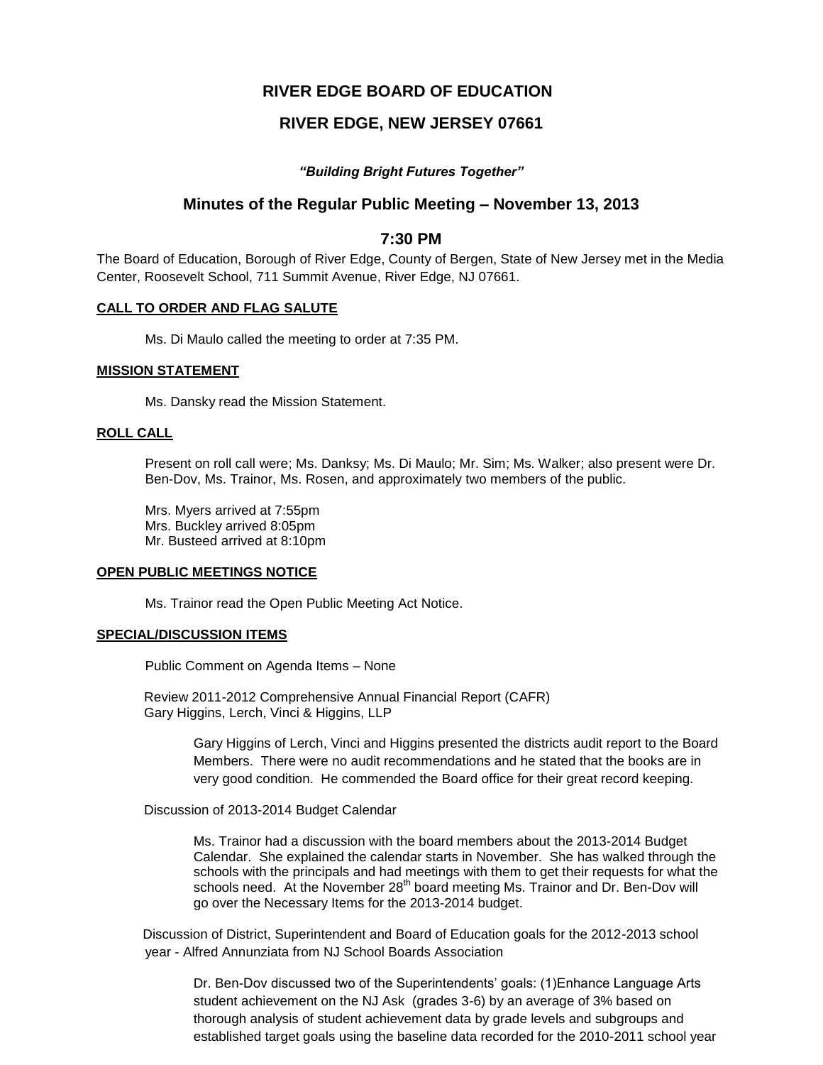# RIVER EDGE BOARD OF EDUCATION

## RIVER EDGE, NEW JERSEY 07661

***"Building Bright Futures Together"***

## Minutes of the Regular Public Meeting – November 13, 2013

## 7:30 PM

The Board of Education, Borough of River Edge, County of Bergen, State of New Jersey met in the Media Center, Roosevelt School, 711 Summit Avenue, River Edge, NJ 07661.

**CALL TO ORDER AND FLAG SALUTE**

Ms. Di Maulo called the meeting to order at 7:35 PM.

**MISSION STATEMENT**

Ms. Dansky read the Mission Statement.

**ROLL CALL**

Present on roll call were; Ms. Danksy; Ms. Di Maulo; Mr. Sim; Ms. Walker; also present were Dr. Ben-Dov, Ms. Trainor, Ms. Rosen, and approximately two members of the public.

Mrs. Myers arrived at 7:55pm
Mrs. Buckley arrived 8:05pm
Mr. Busteed arrived at 8:10pm

**OPEN PUBLIC MEETINGS NOTICE**

Ms. Trainor read the Open Public Meeting Act Notice.

**SPECIAL/DISCUSSION ITEMS**

Public Comment on Agenda Items – None

Review 2011-2012 Comprehensive Annual Financial Report (CAFR)
Gary Higgins, Lerch, Vinci & Higgins, LLP

> Gary Higgins of Lerch, Vinci and Higgins presented the districts audit report to the Board Members. There were no audit recommendations and he stated that the books are in very good condition. He commended the Board office for their great record keeping.

Discussion of 2013-2014 Budget Calendar

> Ms. Trainor had a discussion with the board members about the 2013-2014 Budget Calendar. She explained the calendar starts in November. She has walked through the schools with the principals and had meetings with them to get their requests for what the schools need. At the November 28th board meeting Ms. Trainor and Dr. Ben-Dov will go over the Necessary Items for the 2013-2014 budget.

Discussion of District, Superintendent and Board of Education goals for the 2012-2013 school year - Alfred Annunziata from NJ School Boards Association

> Dr. Ben-Dov discussed two of the Superintendents' goals: (1)Enhance Language Arts student achievement on the NJ Ask (grades 3-6) by an average of 3% based on thorough analysis of student achievement data by grade levels and subgroups and established target goals using the baseline data recorded for the 2010-2011 school year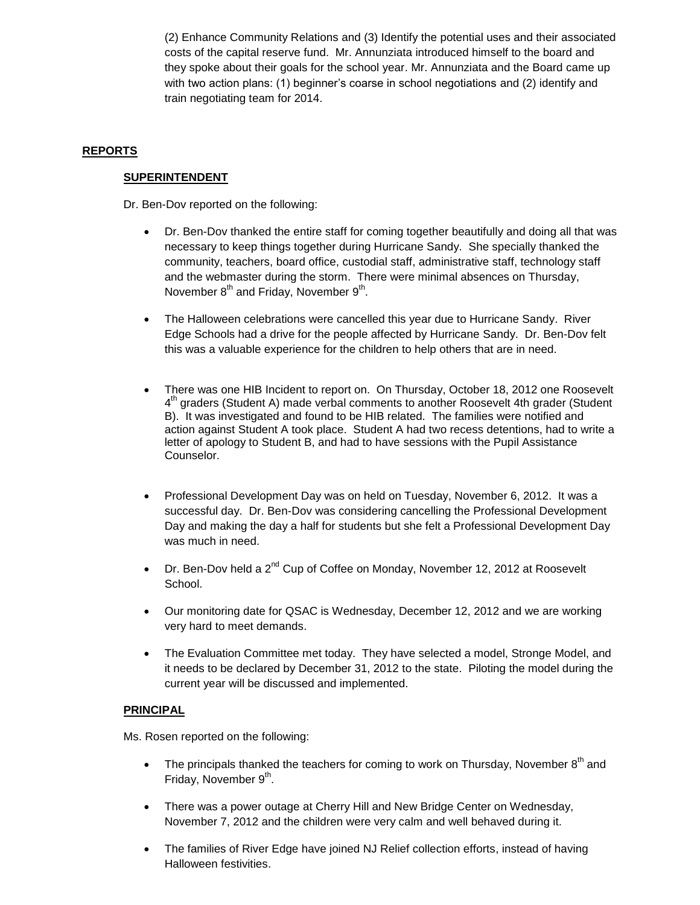(2) Enhance Community Relations and (3) Identify the potential uses and their associated costs of the capital reserve fund. Mr. Annunziata introduced himself to the board and they spoke about their goals for the school year. Mr. Annunziata and the Board came up with two action plans: (1) beginner's coarse in school negotiations and (2) identify and train negotiating team for 2014.

## REPORTS

### SUPERINTENDENT

Dr. Ben-Dov reported on the following:

- Dr. Ben-Dov thanked the entire staff for coming together beautifully and doing all that was necessary to keep things together during Hurricane Sandy. She specially thanked the community, teachers, board office, custodial staff, administrative staff, technology staff and the webmaster during the storm. There were minimal absences on Thursday, November 8th and Friday, November 9th.

- The Halloween celebrations were cancelled this year due to Hurricane Sandy. River Edge Schools had a drive for the people affected by Hurricane Sandy. Dr. Ben-Dov felt this was a valuable experience for the children to help others that are in need.

- There was one HIB Incident to report on. On Thursday, October 18, 2012 one Roosevelt 4th graders (Student A) made verbal comments to another Roosevelt 4th grader (Student B). It was investigated and found to be HIB related. The families were notified and action against Student A took place. Student A had two recess detentions, had to write a letter of apology to Student B, and had to have sessions with the Pupil Assistance Counselor.

- Professional Development Day was on held on Tuesday, November 6, 2012. It was a successful day. Dr. Ben-Dov was considering cancelling the Professional Development Day and making the day a half for students but she felt a Professional Development Day was much in need.

- Dr. Ben-Dov held a 2nd Cup of Coffee on Monday, November 12, 2012 at Roosevelt School.

- Our monitoring date for QSAC is Wednesday, December 12, 2012 and we are working very hard to meet demands.

- The Evaluation Committee met today. They have selected a model, Stronge Model, and it needs to be declared by December 31, 2012 to the state. Piloting the model during the current year will be discussed and implemented.

### PRINCIPAL

Ms. Rosen reported on the following:

- The principals thanked the teachers for coming to work on Thursday, November 8th and Friday, November 9th.

- There was a power outage at Cherry Hill and New Bridge Center on Wednesday, November 7, 2012 and the children were very calm and well behaved during it.

- The families of River Edge have joined NJ Relief collection efforts, instead of having Halloween festivities.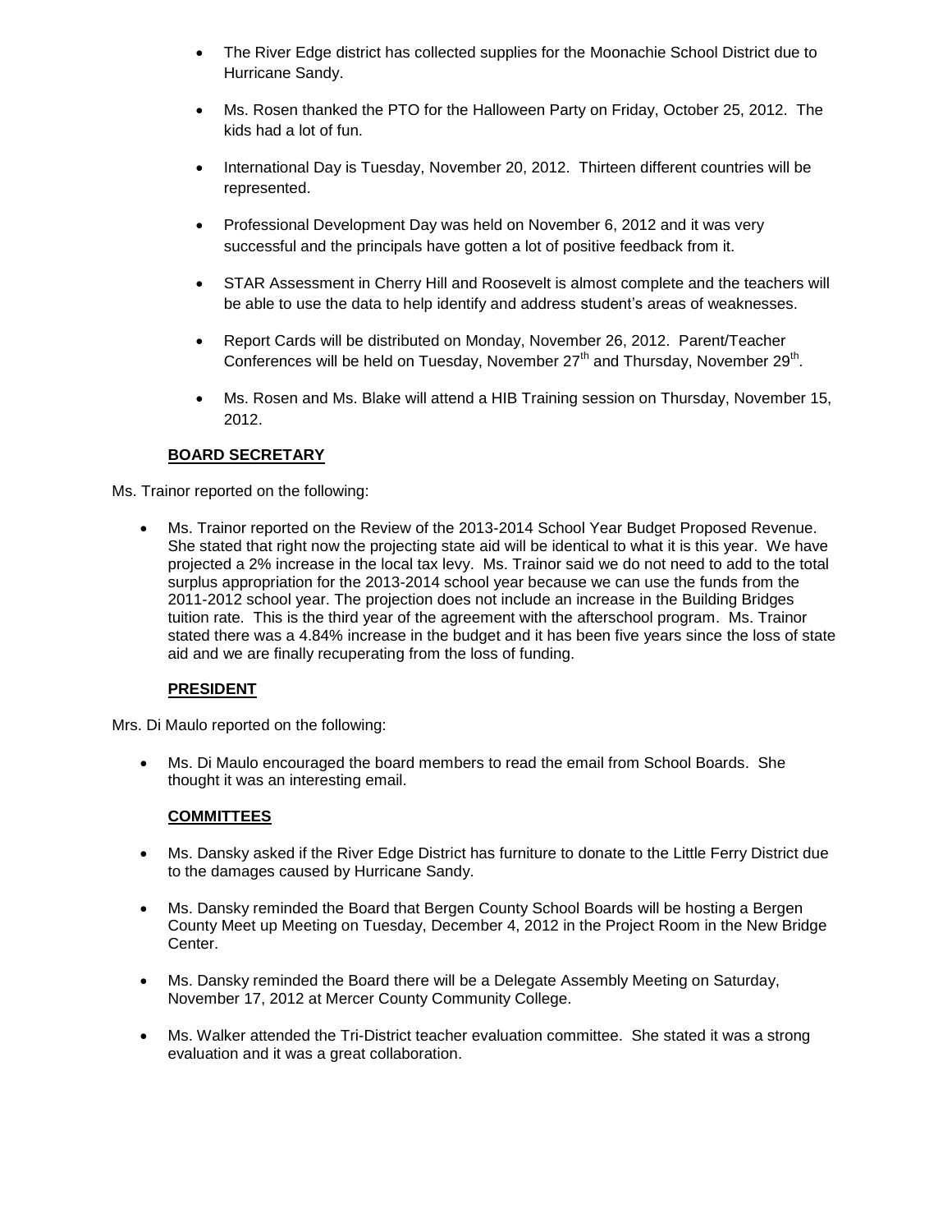- The River Edge district has collected supplies for the Moonachie School District due to Hurricane Sandy.

- Ms. Rosen thanked the PTO for the Halloween Party on Friday, October 25, 2012. The kids had a lot of fun.

- International Day is Tuesday, November 20, 2012. Thirteen different countries will be represented.

- Professional Development Day was held on November 6, 2012 and it was very successful and the principals have gotten a lot of positive feedback from it.

- STAR Assessment in Cherry Hill and Roosevelt is almost complete and the teachers will be able to use the data to help identify and address student's areas of weaknesses.

- Report Cards will be distributed on Monday, November 26, 2012. Parent/Teacher Conferences will be held on Tuesday, November 27th and Thursday, November 29th.

- Ms. Rosen and Ms. Blake will attend a HIB Training session on Thursday, November 15, 2012.

**BOARD SECRETARY**

Ms. Trainor reported on the following:

- Ms. Trainor reported on the Review of the 2013-2014 School Year Budget Proposed Revenue. She stated that right now the projecting state aid will be identical to what it is this year. We have projected a 2% increase in the local tax levy. Ms. Trainor said we do not need to add to the total surplus appropriation for the 2013-2014 school year because we can use the funds from the 2011-2012 school year. The projection does not include an increase in the Building Bridges tuition rate. This is the third year of the agreement with the afterschool program. Ms. Trainor stated there was a 4.84% increase in the budget and it has been five years since the loss of state aid and we are finally recuperating from the loss of funding.

**PRESIDENT**

Mrs. Di Maulo reported on the following:

- Ms. Di Maulo encouraged the board members to read the email from School Boards. She thought it was an interesting email.

**COMMITTEES**

- Ms. Dansky asked if the River Edge District has furniture to donate to the Little Ferry District due to the damages caused by Hurricane Sandy.

- Ms. Dansky reminded the Board that Bergen County School Boards will be hosting a Bergen County Meet up Meeting on Tuesday, December 4, 2012 in the Project Room in the New Bridge Center.

- Ms. Dansky reminded the Board there will be a Delegate Assembly Meeting on Saturday, November 17, 2012 at Mercer County Community College.

- Ms. Walker attended the Tri-District teacher evaluation committee. She stated it was a strong evaluation and it was a great collaboration.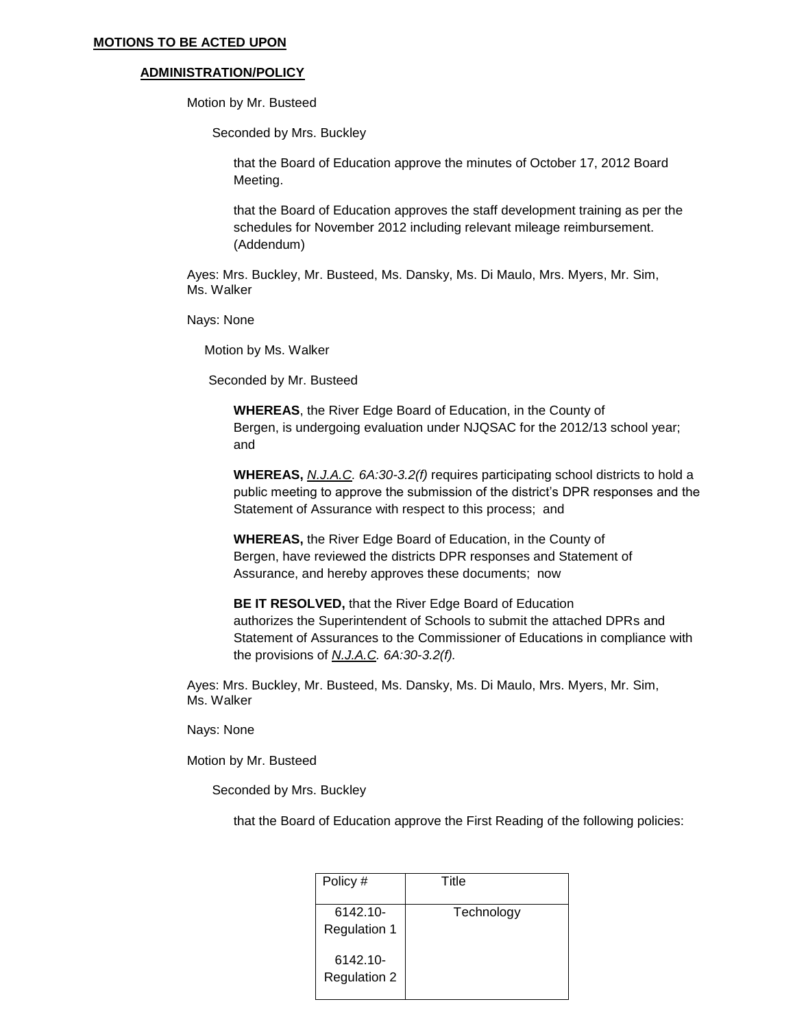**MOTIONS TO BE ACTED UPON**

**ADMINISTRATION/POLICY**

Motion by Mr. Busteed

Seconded by Mrs. Buckley

that the Board of Education approve the minutes of October 17, 2012 Board Meeting.

that the Board of Education approves the staff development training as per the schedules for November 2012 including relevant mileage reimbursement. (Addendum)

Ayes: Mrs. Buckley, Mr. Busteed, Ms. Dansky, Ms. Di Maulo, Mrs. Myers, Mr. Sim, Ms. Walker

Nays: None

Motion by Ms. Walker

Seconded by Mr. Busteed

**WHEREAS**, the River Edge Board of Education, in the County of Bergen, is undergoing evaluation under NJQSAC for the 2012/13 school year; and

**WHEREAS,** _N.J.A.C._ *6A:30-3.2(f)* requires participating school districts to hold a public meeting to approve the submission of the district's DPR responses and the Statement of Assurance with respect to this process; and

**WHEREAS,** the River Edge Board of Education, in the County of Bergen, have reviewed the districts DPR responses and Statement of Assurance, and hereby approves these documents; now

**BE IT RESOLVED,** that the River Edge Board of Education authorizes the Superintendent of Schools to submit the attached DPRs and Statement of Assurances to the Commissioner of Educations in compliance with the provisions of _N.J.A.C._ *6A:30-3.2(f).*

Ayes: Mrs. Buckley, Mr. Busteed, Ms. Dansky, Ms. Di Maulo, Mrs. Myers, Mr. Sim, Ms. Walker

Nays: None

Motion by Mr. Busteed

Seconded by Mrs. Buckley

that the Board of Education approve the First Reading of the following policies:

| Policy # | Title |
|---|---|
| 6142.10-Regulation 1<br><br>6142.10-Regulation 2 | Technology |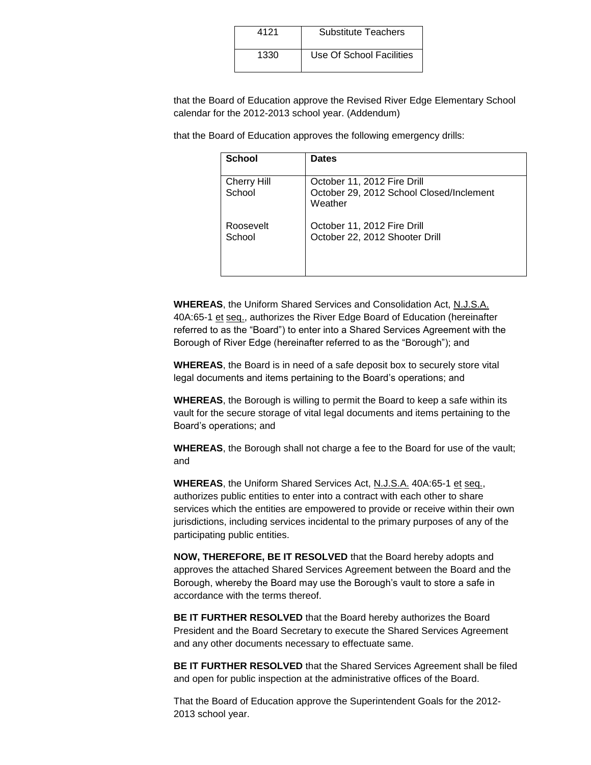| 4121 | Substitute Teachers |
|---|---|
| 1330 | Use Of School Facilities |

that the Board of Education approve the Revised River Edge Elementary School calendar for the 2012-2013 school year. (Addendum)

that the Board of Education approves the following emergency drills:

| School | Dates |
|---|---|
| Cherry Hill School | October 11, 2012 Fire Drill<br>October 29, 2012 School Closed/Inclement Weather |
| Roosevelt School | October 11, 2012 Fire Drill<br>October 22, 2012 Shooter Drill |

**WHEREAS**, the Uniform Shared Services and Consolidation Act, N.J.S.A. 40A:65-1 et seq., authorizes the River Edge Board of Education (hereinafter referred to as the "Board") to enter into a Shared Services Agreement with the Borough of River Edge (hereinafter referred to as the "Borough"); and

**WHEREAS**, the Board is in need of a safe deposit box to securely store vital legal documents and items pertaining to the Board's operations; and

**WHEREAS**, the Borough is willing to permit the Board to keep a safe within its vault for the secure storage of vital legal documents and items pertaining to the Board's operations; and

**WHEREAS**, the Borough shall not charge a fee to the Board for use of the vault; and

**WHEREAS**, the Uniform Shared Services Act, N.J.S.A. 40A:65-1 et seq., authorizes public entities to enter into a contract with each other to share services which the entities are empowered to provide or receive within their own jurisdictions, including services incidental to the primary purposes of any of the participating public entities.

**NOW, THEREFORE, BE IT RESOLVED** that the Board hereby adopts and approves the attached Shared Services Agreement between the Board and the Borough, whereby the Board may use the Borough's vault to store a safe in accordance with the terms thereof.

**BE IT FURTHER RESOLVED** that the Board hereby authorizes the Board President and the Board Secretary to execute the Shared Services Agreement and any other documents necessary to effectuate same.

**BE IT FURTHER RESOLVED** that the Shared Services Agreement shall be filed and open for public inspection at the administrative offices of the Board.

That the Board of Education approve the Superintendent Goals for the 2012-2013 school year.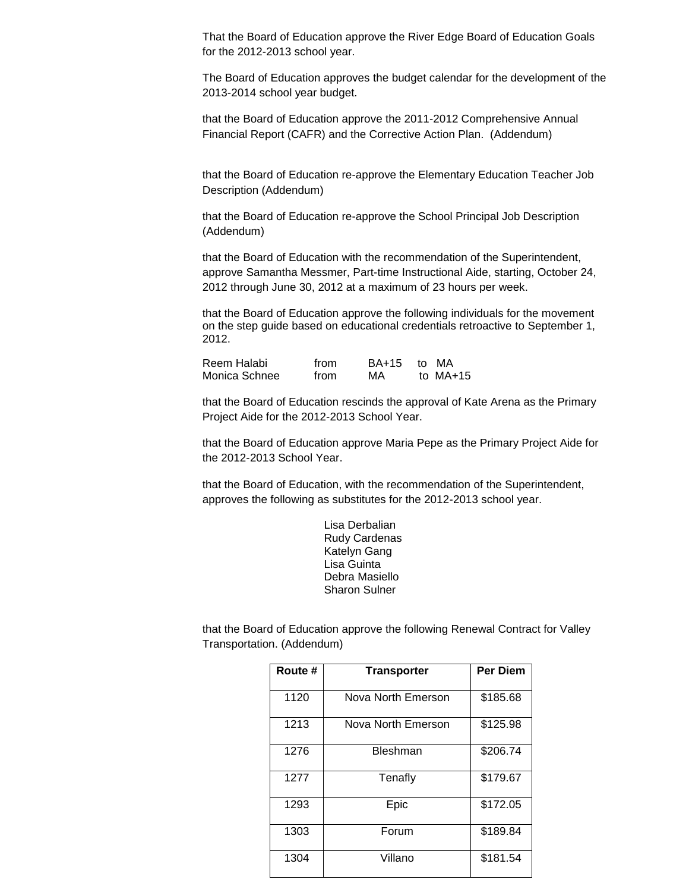That the Board of Education approve the River Edge Board of Education Goals for the 2012-2013 school year.

The Board of Education approves the budget calendar for the development of the 2013-2014 school year budget.

that the Board of Education approve the 2011-2012 Comprehensive Annual Financial Report (CAFR) and the Corrective Action Plan. (Addendum)

that the Board of Education re-approve the Elementary Education Teacher Job Description (Addendum)

that the Board of Education re-approve the School Principal Job Description (Addendum)

that the Board of Education with the recommendation of the Superintendent, approve Samantha Messmer, Part-time Instructional Aide, starting, October 24, 2012 through June 30, 2012 at a maximum of 23 hours per week.

that the Board of Education approve the following individuals for the movement on the step guide based on educational credentials retroactive to September 1, 2012.

| | | | |
|---|---|---|---|
| Reem Halabi | from | BA+15 | to MA |
| Monica Schnee | from | MA | to MA+15 |

that the Board of Education rescinds the approval of Kate Arena as the Primary Project Aide for the 2012-2013 School Year.

that the Board of Education approve Maria Pepe as the Primary Project Aide for the 2012-2013 School Year.

that the Board of Education, with the recommendation of the Superintendent, approves the following as substitutes for the 2012-2013 school year.

Lisa Derbalian
Rudy Cardenas
Katelyn Gang
Lisa Guinta
Debra Masiello
Sharon Sulner

that the Board of Education approve the following Renewal Contract for Valley Transportation. (Addendum)

| Route # | Transporter | Per Diem |
|---|---|---|
| 1120 | Nova North Emerson | $185.68 |
| 1213 | Nova North Emerson | $125.98 |
| 1276 | Bleshman | $206.74 |
| 1277 | Tenafly | $179.67 |
| 1293 | Epic | $172.05 |
| 1303 | Forum | $189.84 |
| 1304 | Villano | $181.54 |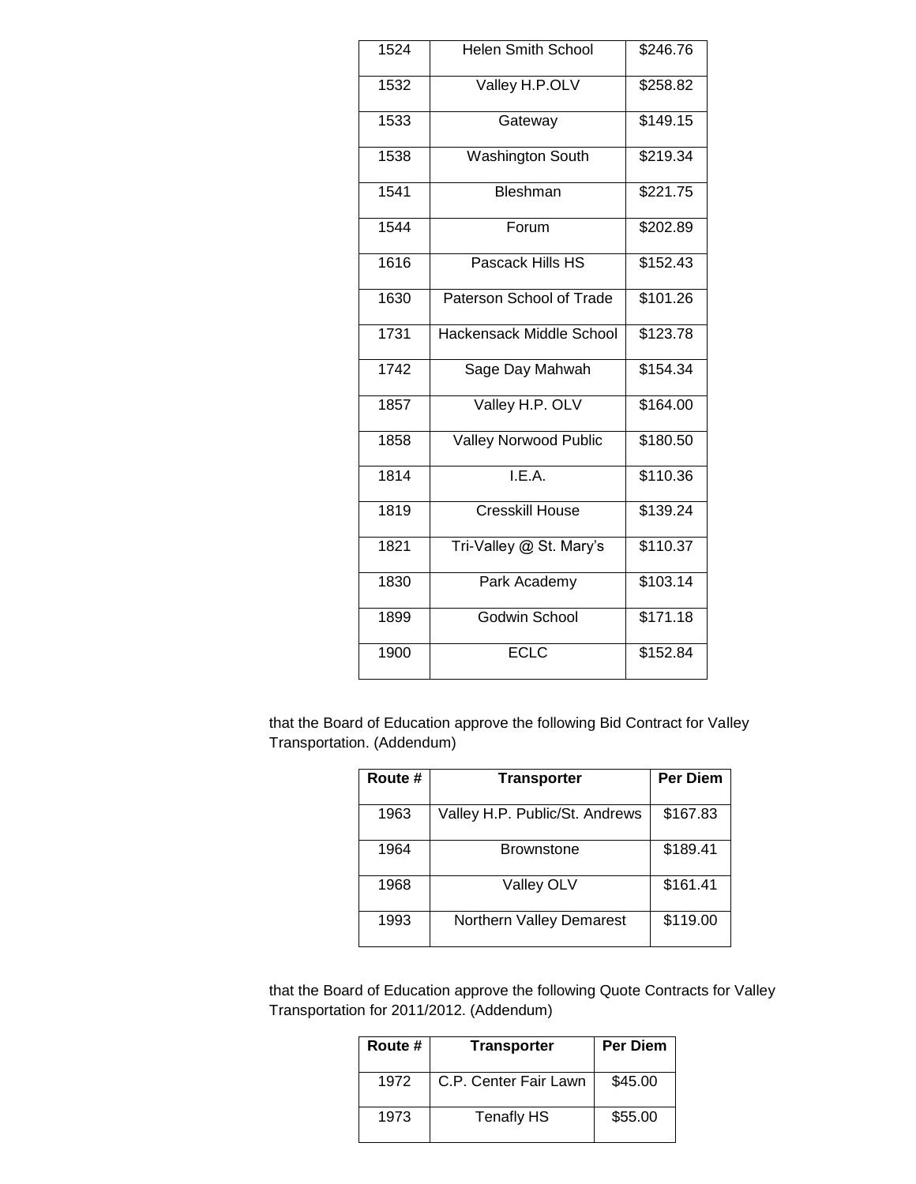| 1524 | Helen Smith School | $246.76 |
|---|---|---|
| 1532 | Valley H.P.OLV | $258.82 |
| 1533 | Gateway | $149.15 |
| 1538 | Washington South | $219.34 |
| 1541 | Bleshman | $221.75 |
| 1544 | Forum | $202.89 |
| 1616 | Pascack Hills HS | $152.43 |
| 1630 | Paterson School of Trade | $101.26 |
| 1731 | Hackensack Middle School | $123.78 |
| 1742 | Sage Day Mahwah | $154.34 |
| 1857 | Valley H.P. OLV | $164.00 |
| 1858 | Valley Norwood Public | $180.50 |
| 1814 | I.E.A. | $110.36 |
| 1819 | Cresskill House | $139.24 |
| 1821 | Tri-Valley @ St. Mary's | $110.37 |
| 1830 | Park Academy | $103.14 |
| 1899 | Godwin School | $171.18 |
| 1900 | ECLC | $152.84 |

that the Board of Education approve the following Bid Contract for Valley Transportation. (Addendum)

| Route # | Transporter | Per Diem |
|---|---|---|
| 1963 | Valley H.P. Public/St. Andrews | $167.83 |
| 1964 | Brownstone | $189.41 |
| 1968 | Valley OLV | $161.41 |
| 1993 | Northern Valley Demarest | $119.00 |

that the Board of Education approve the following Quote Contracts for Valley Transportation for 2011/2012. (Addendum)

| Route # | Transporter | Per Diem |
|---|---|---|
| 1972 | C.P. Center Fair Lawn | $45.00 |
| 1973 | Tenafly HS | $55.00 |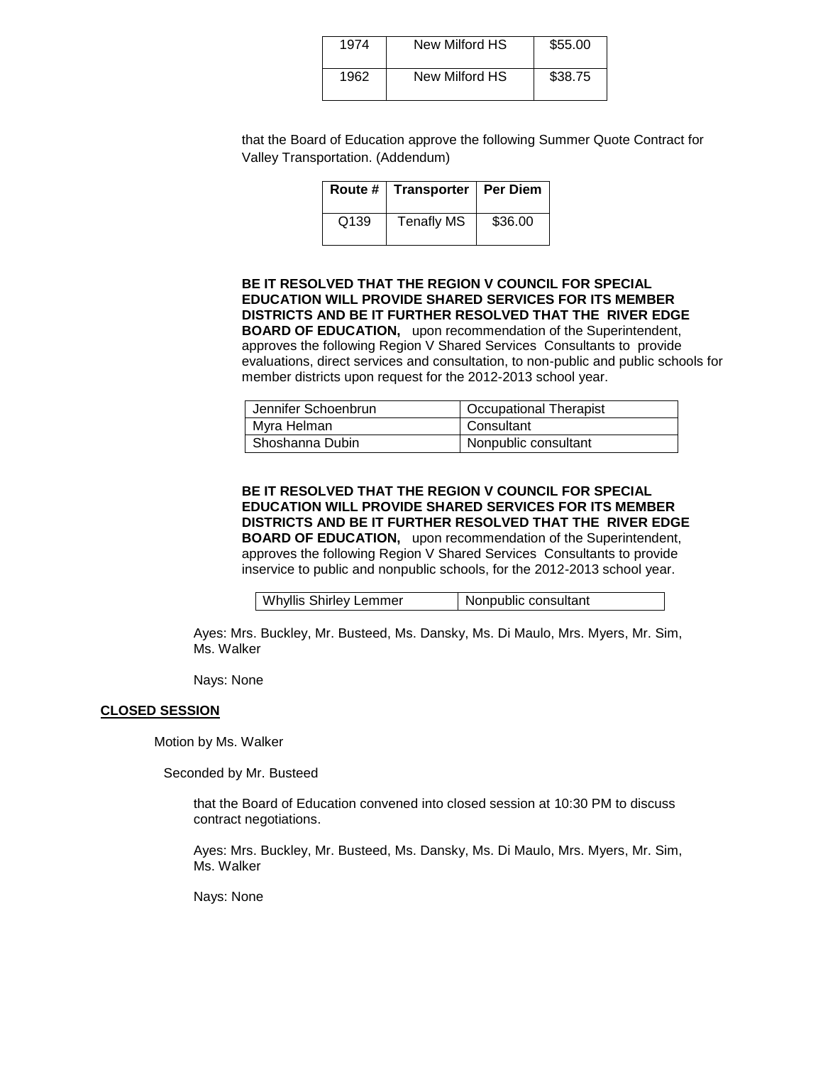| 1974 | New Milford HS | \$55.00 |
|---|---|---|
| 1962 | New Milford HS | \$38.75 |

that the Board of Education approve the following Summer Quote Contract for Valley Transportation. (Addendum)

| Route # | Transporter | Per Diem |
|---|---|---|
| Q139 | Tenafly MS | \$36.00 |

**BE IT RESOLVED THAT THE REGION V COUNCIL FOR SPECIAL EDUCATION WILL PROVIDE SHARED SERVICES FOR ITS MEMBER DISTRICTS AND BE IT FURTHER RESOLVED THAT THE RIVER EDGE BOARD OF EDUCATION,** upon recommendation of the Superintendent, approves the following Region V Shared Services Consultants to provide evaluations, direct services and consultation, to non-public and public schools for member districts upon request for the 2012-2013 school year.

| Jennifer Schoenbrun | Occupational Therapist |
|---|---|
| Myra Helman | Consultant |
| Shoshanna Dubin | Nonpublic consultant |

**BE IT RESOLVED THAT THE REGION V COUNCIL FOR SPECIAL EDUCATION WILL PROVIDE SHARED SERVICES FOR ITS MEMBER DISTRICTS AND BE IT FURTHER RESOLVED THAT THE RIVER EDGE BOARD OF EDUCATION,** upon recommendation of the Superintendent, approves the following Region V Shared Services Consultants to provide inservice to public and nonpublic schools, for the 2012-2013 school year.

| Whyllis Shirley Lemmer | Nonpublic consultant |
|---|---|

Ayes: Mrs. Buckley, Mr. Busteed, Ms. Dansky, Ms. Di Maulo, Mrs. Myers, Mr. Sim, Ms. Walker

Nays: None

**CLOSED SESSION**

Motion by Ms. Walker

Seconded by Mr. Busteed

that the Board of Education convened into closed session at 10:30 PM to discuss contract negotiations.

Ayes: Mrs. Buckley, Mr. Busteed, Ms. Dansky, Ms. Di Maulo, Mrs. Myers, Mr. Sim, Ms. Walker

Nays: None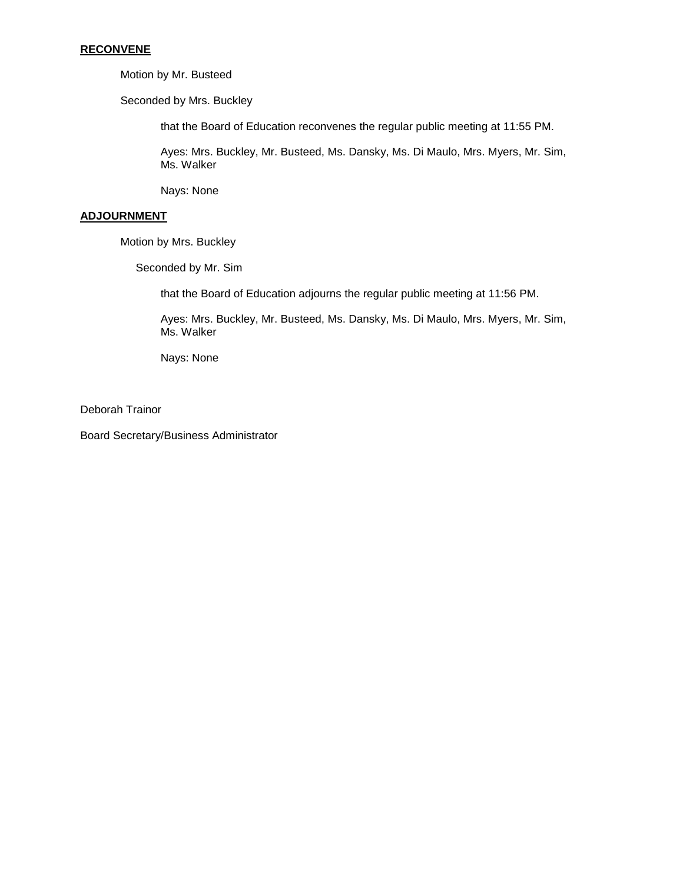**RECONVENE**

Motion by Mr. Busteed

Seconded by Mrs. Buckley

that the Board of Education reconvenes the regular public meeting at 11:55 PM.

Ayes: Mrs. Buckley, Mr. Busteed, Ms. Dansky, Ms. Di Maulo, Mrs. Myers, Mr. Sim, Ms. Walker

Nays: None

**ADJOURNMENT**

Motion by Mrs. Buckley

Seconded by Mr. Sim

that the Board of Education adjourns the regular public meeting at 11:56 PM.

Ayes: Mrs. Buckley, Mr. Busteed, Ms. Dansky, Ms. Di Maulo, Mrs. Myers, Mr. Sim, Ms. Walker

Nays: None

Deborah Trainor

Board Secretary/Business Administrator